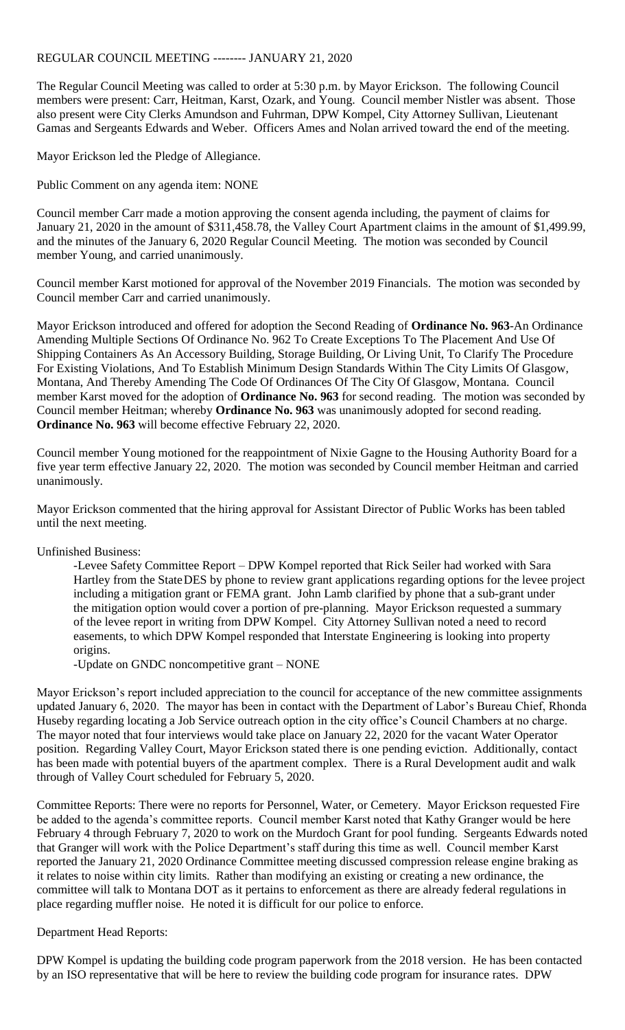REGULAR COUNCIL MEETING -------- JANUARY 21, 2020

The Regular Council Meeting was called to order at 5:30 p.m. by Mayor Erickson. The following Council members were present: Carr, Heitman, Karst, Ozark, and Young. Council member Nistler was absent. Those also present were City Clerks Amundson and Fuhrman, DPW Kompel, City Attorney Sullivan, Lieutenant Gamas and Sergeants Edwards and Weber. Officers Ames and Nolan arrived toward the end of the meeting.

Mayor Erickson led the Pledge of Allegiance.

Public Comment on any agenda item: NONE

Council member Carr made a motion approving the consent agenda including, the payment of claims for January 21, 2020 in the amount of $311,458.78, the Valley Court Apartment claims in the amount of $1,499.99, and the minutes of the January 6, 2020 Regular Council Meeting. The motion was seconded by Council member Young, and carried unanimously.

Council member Karst motioned for approval of the November 2019 Financials. The motion was seconded by Council member Carr and carried unanimously.

Mayor Erickson introduced and offered for adoption the Second Reading of **Ordinance No. 963**-An Ordinance Amending Multiple Sections Of Ordinance No. 962 To Create Exceptions To The Placement And Use Of Shipping Containers As An Accessory Building, Storage Building, Or Living Unit, To Clarify The Procedure For Existing Violations, And To Establish Minimum Design Standards Within The City Limits Of Glasgow, Montana, And Thereby Amending The Code Of Ordinances Of The City Of Glasgow, Montana. Council member Karst moved for the adoption of **Ordinance No. 963** for second reading. The motion was seconded by Council member Heitman; whereby **Ordinance No. 963** was unanimously adopted for second reading. **Ordinance No. 963** will become effective February 22, 2020.

Council member Young motioned for the reappointment of Nixie Gagne to the Housing Authority Board for a five year term effective January 22, 2020. The motion was seconded by Council member Heitman and carried unanimously.

Mayor Erickson commented that the hiring approval for Assistant Director of Public Works has been tabled until the next meeting.

Unfinished Business:

-Levee Safety Committee Report – DPW Kompel reported that Rick Seiler had worked with Sara Hartley from the State DES by phone to review grant applications regarding options for the levee project including a mitigation grant or FEMA grant. John Lamb clarified by phone that a sub-grant under the mitigation option would cover a portion of pre-planning. Mayor Erickson requested a summary of the levee report in writing from DPW Kompel. City Attorney Sullivan noted a need to record easements, to which DPW Kompel responded that Interstate Engineering is looking into property origins.

-Update on GNDC noncompetitive grant – NONE

Mayor Erickson's report included appreciation to the council for acceptance of the new committee assignments updated January 6, 2020. The mayor has been in contact with the Department of Labor's Bureau Chief, Rhonda Huseby regarding locating a Job Service outreach option in the city office's Council Chambers at no charge. The mayor noted that four interviews would take place on January 22, 2020 for the vacant Water Operator position. Regarding Valley Court, Mayor Erickson stated there is one pending eviction. Additionally, contact has been made with potential buyers of the apartment complex. There is a Rural Development audit and walk through of Valley Court scheduled for February 5, 2020.

Committee Reports: There were no reports for Personnel, Water, or Cemetery. Mayor Erickson requested Fire be added to the agenda's committee reports. Council member Karst noted that Kathy Granger would be here February 4 through February 7, 2020 to work on the Murdoch Grant for pool funding. Sergeants Edwards noted that Granger will work with the Police Department's staff during this time as well. Council member Karst reported the January 21, 2020 Ordinance Committee meeting discussed compression release engine braking as it relates to noise within city limits. Rather than modifying an existing or creating a new ordinance, the committee will talk to Montana DOT as it pertains to enforcement as there are already federal regulations in place regarding muffler noise. He noted it is difficult for our police to enforce.

Department Head Reports:

DPW Kompel is updating the building code program paperwork from the 2018 version. He has been contacted by an ISO representative that will be here to review the building code program for insurance rates. DPW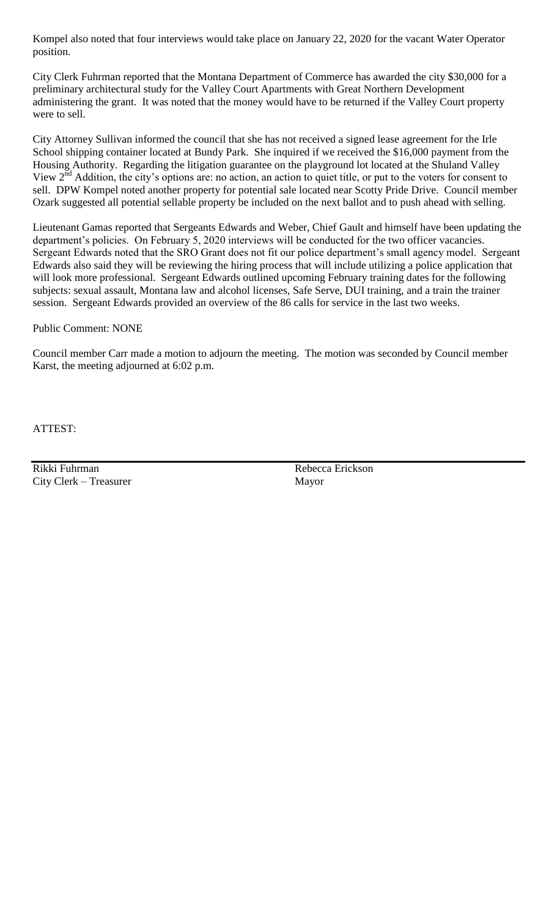Kompel also noted that four interviews would take place on January 22, 2020 for the vacant Water Operator position.

City Clerk Fuhrman reported that the Montana Department of Commerce has awarded the city $30,000 for a preliminary architectural study for the Valley Court Apartments with Great Northern Development administering the grant. It was noted that the money would have to be returned if the Valley Court property were to sell.

City Attorney Sullivan informed the council that she has not received a signed lease agreement for the Irle School shipping container located at Bundy Park. She inquired if we received the $16,000 payment from the Housing Authority. Regarding the litigation guarantee on the playground lot located at the Shuland Valley View 2nd Addition, the city's options are: no action, an action to quiet title, or put to the voters for consent to sell. DPW Kompel noted another property for potential sale located near Scotty Pride Drive. Council member Ozark suggested all potential sellable property be included on the next ballot and to push ahead with selling.

Lieutenant Gamas reported that Sergeants Edwards and Weber, Chief Gault and himself have been updating the department's policies. On February 5, 2020 interviews will be conducted for the two officer vacancies. Sergeant Edwards noted that the SRO Grant does not fit our police department's small agency model. Sergeant Edwards also said they will be reviewing the hiring process that will include utilizing a police application that will look more professional. Sergeant Edwards outlined upcoming February training dates for the following subjects: sexual assault, Montana law and alcohol licenses, Safe Serve, DUI training, and a train the trainer session. Sergeant Edwards provided an overview of the 86 calls for service in the last two weeks.

Public Comment: NONE

Council member Carr made a motion to adjourn the meeting. The motion was seconded by Council member Karst, the meeting adjourned at 6:02 p.m.

ATTEST:

| | |
|---|---|
| Rikki Fuhrman | Rebecca Erickson |
| City Clerk – Treasurer | Mayor |